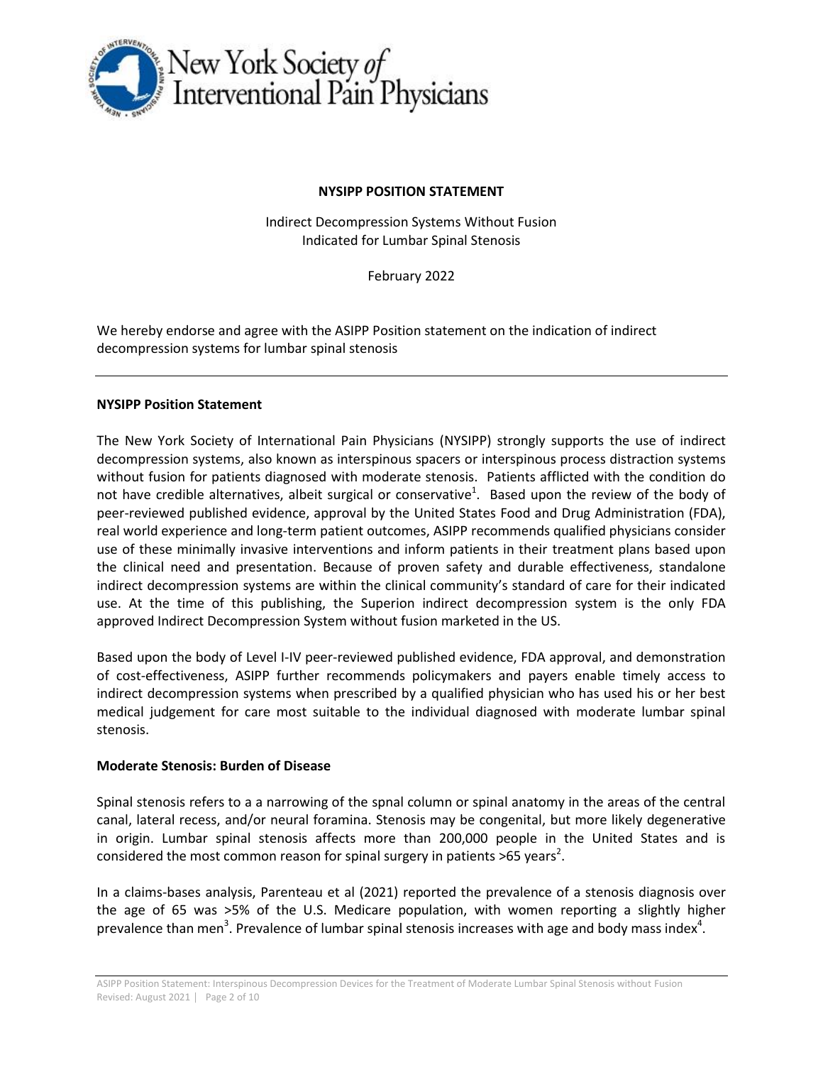New York Society of Interventional Pain Physicians

**NYSIPP POSITION STATEMENT**

Indirect Decompression Systems Without Fusion
Indicated for Lumbar Spinal Stenosis

February 2022

We hereby endorse and agree with the ASIPP Position statement on the indication of indirect decompression systems for lumbar spinal stenosis

---

**NYSIPP Position Statement**

The New York Society of International Pain Physicians (NYSIPP) strongly supports the use of indirect decompression systems, also known as interspinous spacers or interspinous process distraction systems without fusion for patients diagnosed with moderate stenosis. Patients afflicted with the condition do not have credible alternatives, albeit surgical or conservative[1]. Based upon the review of the body of peer-reviewed published evidence, approval by the United States Food and Drug Administration (FDA), real world experience and long-term patient outcomes, ASIPP recommends qualified physicians consider use of these minimally invasive interventions and inform patients in their treatment plans based upon the clinical need and presentation. Because of proven safety and durable effectiveness, standalone indirect decompression systems are within the clinical community's standard of care for their indicated use. At the time of this publishing, the Superion indirect decompression system is the only FDA approved Indirect Decompression System without fusion marketed in the US.

Based upon the body of Level I-IV peer-reviewed published evidence, FDA approval, and demonstration of cost-effectiveness, ASIPP further recommends policymakers and payers enable timely access to indirect decompression systems when prescribed by a qualified physician who has used his or her best medical judgement for care most suitable to the individual diagnosed with moderate lumbar spinal stenosis.

**Moderate Stenosis: Burden of Disease**

Spinal stenosis refers to a a narrowing of the spnal column or spinal anatomy in the areas of the central canal, lateral recess, and/or neural foramina. Stenosis may be congenital, but more likely degenerative in origin. Lumbar spinal stenosis affects more than 200,000 people in the United States and is considered the most common reason for spinal surgery in patients >65 years[2].

In a claims-bases analysis, Parenteau et al (2021) reported the prevalence of a stenosis diagnosis over the age of 65 was >5% of the U.S. Medicare population, with women reporting a slightly higher prevalence than men[3]. Prevalence of lumbar spinal stenosis increases with age and body mass index[4].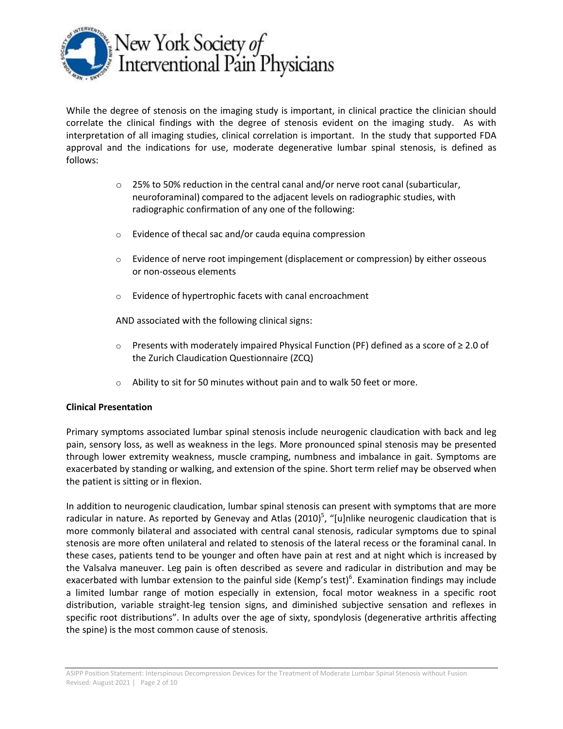While the degree of stenosis on the imaging study is important, in clinical practice the clinician should correlate the clinical findings with the degree of stenosis evident on the imaging study. As with interpretation of all imaging studies, clinical correlation is important. In the study that supported FDA approval and the indications for use, moderate degenerative lumbar spinal stenosis, is defined as follows:

- 25% to 50% reduction in the central canal and/or nerve root canal (subarticular, neuroforaminal) compared to the adjacent levels on radiographic studies, with radiographic confirmation of any one of the following:
- Evidence of thecal sac and/or cauda equina compression
- Evidence of nerve root impingement (displacement or compression) by either osseous or non-osseous elements
- Evidence of hypertrophic facets with canal encroachment

AND associated with the following clinical signs:

- Presents with moderately impaired Physical Function (PF) defined as a score of ≥ 2.0 of the Zurich Claudication Questionnaire (ZCQ)
- Ability to sit for 50 minutes without pain and to walk 50 feet or more.

**Clinical Presentation**

Primary symptoms associated lumbar spinal stenosis include neurogenic claudication with back and leg pain, sensory loss, as well as weakness in the legs. More pronounced spinal stenosis may be presented through lower extremity weakness, muscle cramping, numbness and imbalance in gait. Symptoms are exacerbated by standing or walking, and extension of the spine. Short term relief may be observed when the patient is sitting or in flexion.

In addition to neurogenic claudication, lumbar spinal stenosis can present with symptoms that are more radicular in nature. As reported by Genevay and Atlas (2010)[5], "[u]nlike neurogenic claudication that is more commonly bilateral and associated with central canal stenosis, radicular symptoms due to spinal stenosis are more often unilateral and related to stenosis of the lateral recess or the foraminal canal. In these cases, patients tend to be younger and often have pain at rest and at night which is increased by the Valsalva maneuver. Leg pain is often described as severe and radicular in distribution and may be exacerbated with lumbar extension to the painful side (Kemp's test)[6]. Examination findings may include a limited lumbar range of motion especially in extension, focal motor weakness in a specific root distribution, variable straight-leg tension signs, and diminished subjective sensation and reflexes in specific root distributions". In adults over the age of sixty, spondylosis (degenerative arthritis affecting the spine) is the most common cause of stenosis.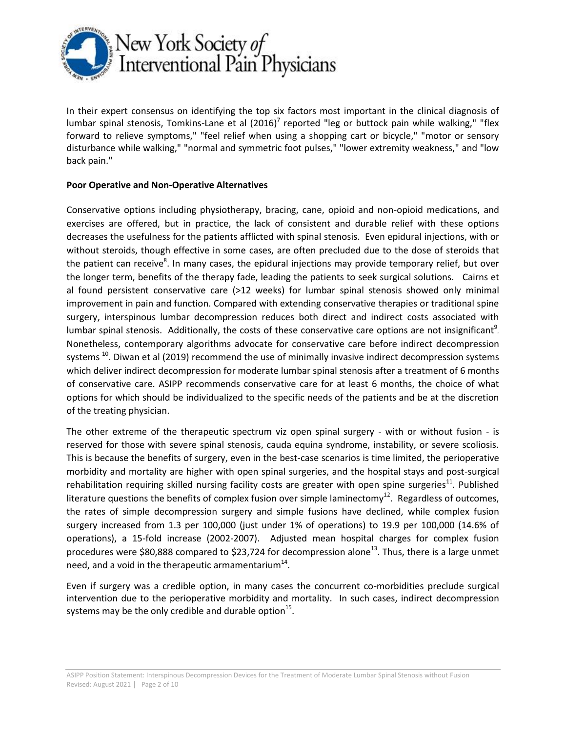In their expert consensus on identifying the top six factors most important in the clinical diagnosis of lumbar spinal stenosis, Tomkins-Lane et al (2016)[7] reported "leg or buttock pain while walking," "flex forward to relieve symptoms," "feel relief when using a shopping cart or bicycle," "motor or sensory disturbance while walking," "normal and symmetric foot pulses," "lower extremity weakness," and "low back pain."

**Poor Operative and Non-Operative Alternatives**

Conservative options including physiotherapy, bracing, cane, opioid and non-opioid medications, and exercises are offered, but in practice, the lack of consistent and durable relief with these options decreases the usefulness for the patients afflicted with spinal stenosis. Even epidural injections, with or without steroids, though effective in some cases, are often precluded due to the dose of steroids that the patient can receive[8]. In many cases, the epidural injections may provide temporary relief, but over the longer term, benefits of the therapy fade, leading the patients to seek surgical solutions. Cairns et al found persistent conservative care (>12 weeks) for lumbar spinal stenosis showed only minimal improvement in pain and function. Compared with extending conservative therapies or traditional spine surgery, interspinous lumbar decompression reduces both direct and indirect costs associated with lumbar spinal stenosis. Additionally, the costs of these conservative care options are not insignificant[9]. Nonetheless, contemporary algorithms advocate for conservative care before indirect decompression systems [10]. Diwan et al (2019) recommend the use of minimally invasive indirect decompression systems which deliver indirect decompression for moderate lumbar spinal stenosis after a treatment of 6 months of conservative care. ASIPP recommends conservative care for at least 6 months, the choice of what options for which should be individualized to the specific needs of the patients and be at the discretion of the treating physician.

The other extreme of the therapeutic spectrum viz open spinal surgery - with or without fusion - is reserved for those with severe spinal stenosis, cauda equina syndrome, instability, or severe scoliosis. This is because the benefits of surgery, even in the best-case scenarios is time limited, the perioperative morbidity and mortality are higher with open spinal surgeries, and the hospital stays and post-surgical rehabilitation requiring skilled nursing facility costs are greater with open spine surgeries[11]. Published literature questions the benefits of complex fusion over simple laminectomy[12]. Regardless of outcomes, the rates of simple decompression surgery and simple fusions have declined, while complex fusion surgery increased from 1.3 per 100,000 (just under 1% of operations) to 19.9 per 100,000 (14.6% of operations), a 15-fold increase (2002-2007). Adjusted mean hospital charges for complex fusion procedures were $80,888 compared to $23,724 for decompression alone[13]. Thus, there is a large unmet need, and a void in the therapeutic armamentarium[14].

Even if surgery was a credible option, in many cases the concurrent co-morbidities preclude surgical intervention due to the perioperative morbidity and mortality. In such cases, indirect decompression systems may be the only credible and durable option[15].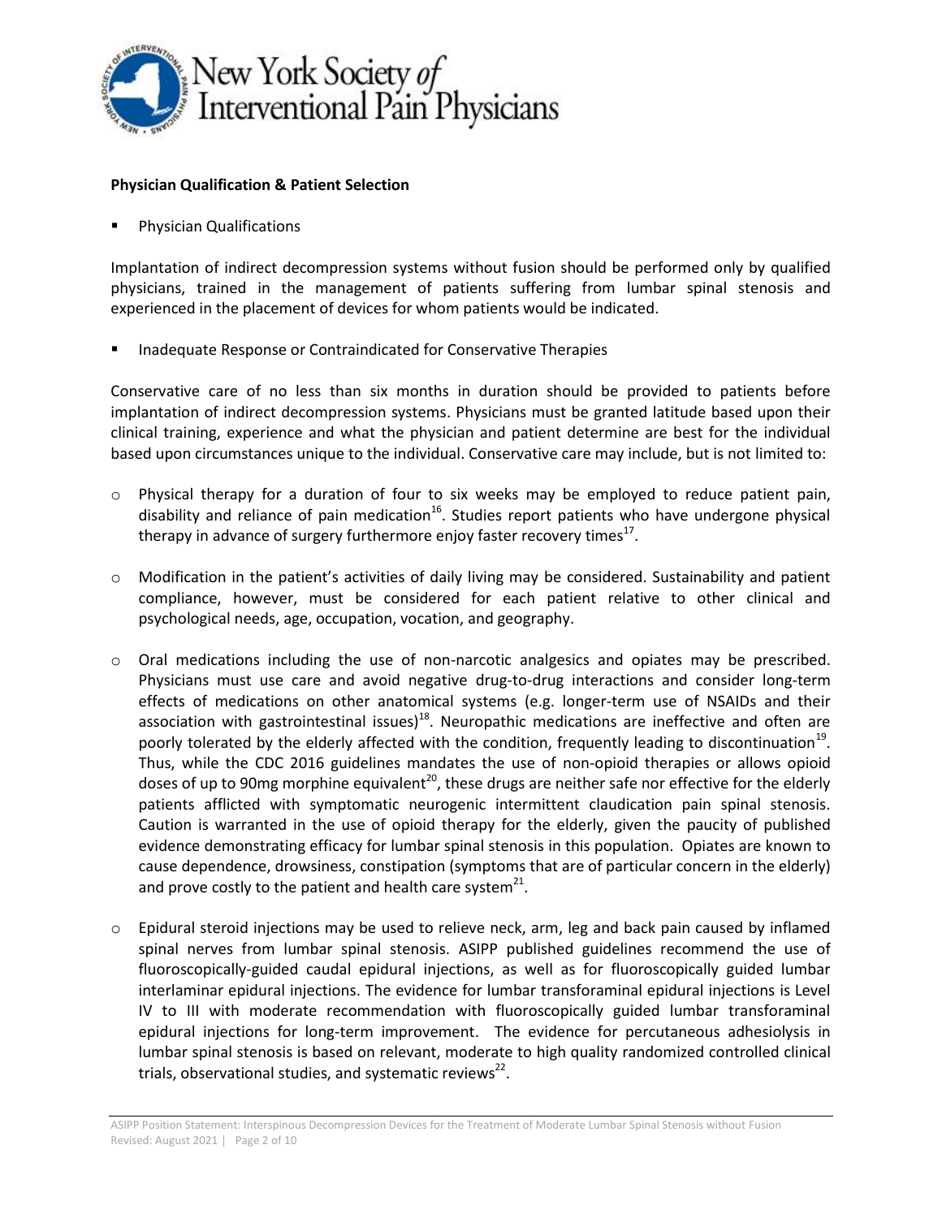**Physician Qualification & Patient Selection**

- Physician Qualifications

Implantation of indirect decompression systems without fusion should be performed only by qualified physicians, trained in the management of patients suffering from lumbar spinal stenosis and experienced in the placement of devices for whom patients would be indicated.

- Inadequate Response or Contraindicated for Conservative Therapies

Conservative care of no less than six months in duration should be provided to patients before implantation of indirect decompression systems. Physicians must be granted latitude based upon their clinical training, experience and what the physician and patient determine are best for the individual based upon circumstances unique to the individual. Conservative care may include, but is not limited to:

- Physical therapy for a duration of four to six weeks may be employed to reduce patient pain, disability and reliance of pain medication[16]. Studies report patients who have undergone physical therapy in advance of surgery furthermore enjoy faster recovery times[17].

- Modification in the patient's activities of daily living may be considered. Sustainability and patient compliance, however, must be considered for each patient relative to other clinical and psychological needs, age, occupation, vocation, and geography.

- Oral medications including the use of non-narcotic analgesics and opiates may be prescribed. Physicians must use care and avoid negative drug-to-drug interactions and consider long-term effects of medications on other anatomical systems (e.g. longer-term use of NSAIDs and their association with gastrointestinal issues)[18]. Neuropathic medications are ineffective and often are poorly tolerated by the elderly affected with the condition, frequently leading to discontinuation[19]. Thus, while the CDC 2016 guidelines mandates the use of non-opioid therapies or allows opioid doses of up to 90mg morphine equivalent[20], these drugs are neither safe nor effective for the elderly patients afflicted with symptomatic neurogenic intermittent claudication pain spinal stenosis. Caution is warranted in the use of opioid therapy for the elderly, given the paucity of published evidence demonstrating efficacy for lumbar spinal stenosis in this population. Opiates are known to cause dependence, drowsiness, constipation (symptoms that are of particular concern in the elderly) and prove costly to the patient and health care system[21].

- Epidural steroid injections may be used to relieve neck, arm, leg and back pain caused by inflamed spinal nerves from lumbar spinal stenosis. ASIPP published guidelines recommend the use of fluoroscopically-guided caudal epidural injections, as well as for fluoroscopically guided lumbar interlaminar epidural injections. The evidence for lumbar transforaminal epidural injections is Level IV to III with moderate recommendation with fluoroscopically guided lumbar transforaminal epidural injections for long-term improvement. The evidence for percutaneous adhesiolysis in lumbar spinal stenosis is based on relevant, moderate to high quality randomized controlled clinical trials, observational studies, and systematic reviews[22].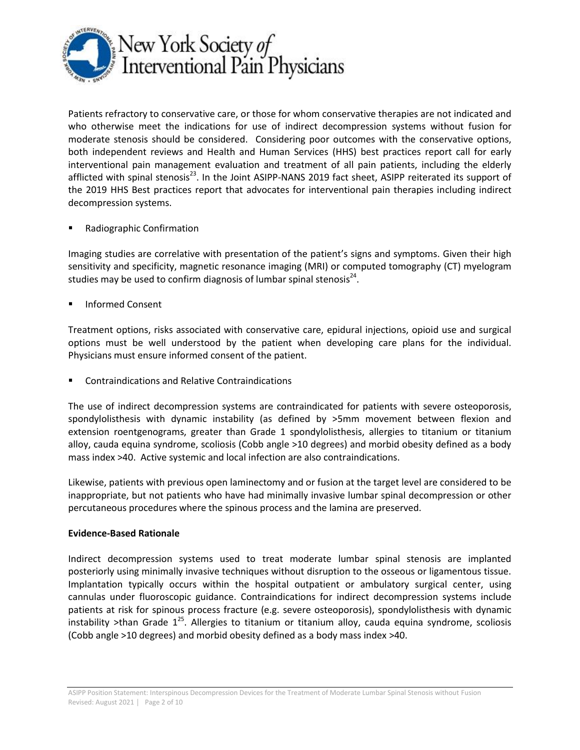Patients refractory to conservative care, or those for whom conservative therapies are not indicated and who otherwise meet the indications for use of indirect decompression systems without fusion for moderate stenosis should be considered. Considering poor outcomes with the conservative options, both independent reviews and Health and Human Services (HHS) best practices report call for early interventional pain management evaluation and treatment of all pain patients, including the elderly afflicted with spinal stenosis[23]. In the Joint ASIPP-NANS 2019 fact sheet, ASIPP reiterated its support of the 2019 HHS Best practices report that advocates for interventional pain therapies including indirect decompression systems.

- Radiographic Confirmation

Imaging studies are correlative with presentation of the patient's signs and symptoms. Given their high sensitivity and specificity, magnetic resonance imaging (MRI) or computed tomography (CT) myelogram studies may be used to confirm diagnosis of lumbar spinal stenosis[24].

- Informed Consent

Treatment options, risks associated with conservative care, epidural injections, opioid use and surgical options must be well understood by the patient when developing care plans for the individual. Physicians must ensure informed consent of the patient.

- Contraindications and Relative Contraindications

The use of indirect decompression systems are contraindicated for patients with severe osteoporosis, spondylolisthesis with dynamic instability (as defined by >5mm movement between flexion and extension roentgenograms, greater than Grade 1 spondylolisthesis, allergies to titanium or titanium alloy, cauda equina syndrome, scoliosis (Cobb angle >10 degrees) and morbid obesity defined as a body mass index >40. Active systemic and local infection are also contraindications.

Likewise, patients with previous open laminectomy and or fusion at the target level are considered to be inappropriate, but not patients who have had minimally invasive lumbar spinal decompression or other percutaneous procedures where the spinous process and the lamina are preserved.

**Evidence-Based Rationale**

Indirect decompression systems used to treat moderate lumbar spinal stenosis are implanted posteriorly using minimally invasive techniques without disruption to the osseous or ligamentous tissue. Implantation typically occurs within the hospital outpatient or ambulatory surgical center, using cannulas under fluoroscopic guidance. Contraindications for indirect decompression systems include patients at risk for spinous process fracture (e.g. severe osteoporosis), spondylolisthesis with dynamic instability >than Grade 1[25]. Allergies to titanium or titanium alloy, cauda equina syndrome, scoliosis (Cobb angle >10 degrees) and morbid obesity defined as a body mass index >40.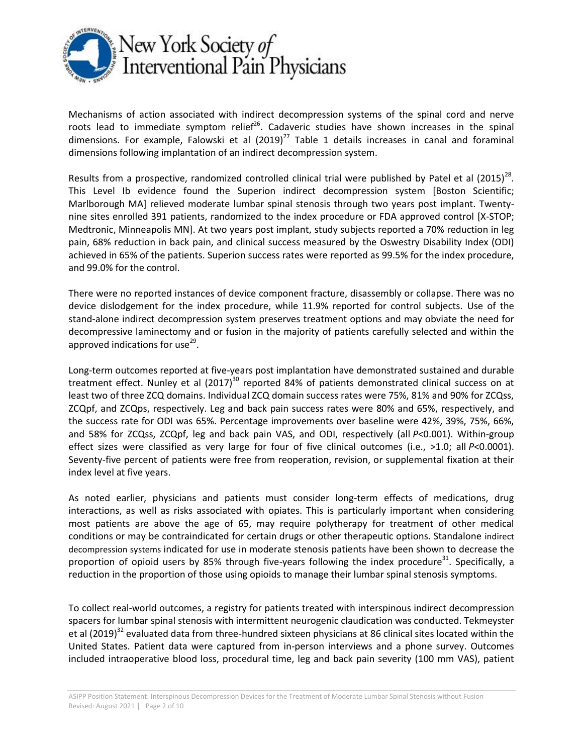Mechanisms of action associated with indirect decompression systems of the spinal cord and nerve roots lead to immediate symptom relief[26]. Cadaveric studies have shown increases in the spinal dimensions. For example, Falowski et al (2019)[27] Table 1 details increases in canal and foraminal dimensions following implantation of an indirect decompression system.

Results from a prospective, randomized controlled clinical trial were published by Patel et al (2015)[28]. This Level Ib evidence found the Superion indirect decompression system [Boston Scientific; Marlborough MA] relieved moderate lumbar spinal stenosis through two years post implant. Twenty-nine sites enrolled 391 patients, randomized to the index procedure or FDA approved control [X-STOP; Medtronic, Minneapolis MN]. At two years post implant, study subjects reported a 70% reduction in leg pain, 68% reduction in back pain, and clinical success measured by the Oswestry Disability Index (ODI) achieved in 65% of the patients. Superion success rates were reported as 99.5% for the index procedure, and 99.0% for the control.

There were no reported instances of device component fracture, disassembly or collapse. There was no device dislodgement for the index procedure, while 11.9% reported for control subjects. Use of the stand-alone indirect decompression system preserves treatment options and may obviate the need for decompressive laminectomy and or fusion in the majority of patients carefully selected and within the approved indications for use[29].

Long-term outcomes reported at five-years post implantation have demonstrated sustained and durable treatment effect. Nunley et al (2017)[30] reported 84% of patients demonstrated clinical success on at least two of three ZCQ domains. Individual ZCQ domain success rates were 75%, 81% and 90% for ZCQss, ZCQpf, and ZCQps, respectively. Leg and back pain success rates were 80% and 65%, respectively, and the success rate for ODI was 65%. Percentage improvements over baseline were 42%, 39%, 75%, 66%, and 58% for ZCQss, ZCQpf, leg and back pain VAS, and ODI, respectively (all $P<0.001$). Within-group effect sizes were classified as very large for four of five clinical outcomes (i.e., >1.0; all $P<0.0001$). Seventy-five percent of patients were free from reoperation, revision, or supplemental fixation at their index level at five years.

As noted earlier, physicians and patients must consider long-term effects of medications, drug interactions, as well as risks associated with opiates. This is particularly important when considering most patients are above the age of 65, may require polytherapy for treatment of other medical conditions or may be contraindicated for certain drugs or other therapeutic options. Standalone indirect decompression systems indicated for use in moderate stenosis patients have been shown to decrease the proportion of opioid users by 85% through five-years following the index procedure[31]. Specifically, a reduction in the proportion of those using opioids to manage their lumbar spinal stenosis symptoms.

To collect real-world outcomes, a registry for patients treated with interspinous indirect decompression spacers for lumbar spinal stenosis with intermittent neurogenic claudication was conducted. Tekmeyster et al (2019)[32] evaluated data from three-hundred sixteen physicians at 86 clinical sites located within the United States. Patient data were captured from in-person interviews and a phone survey. Outcomes included intraoperative blood loss, procedural time, leg and back pain severity (100 mm VAS), patient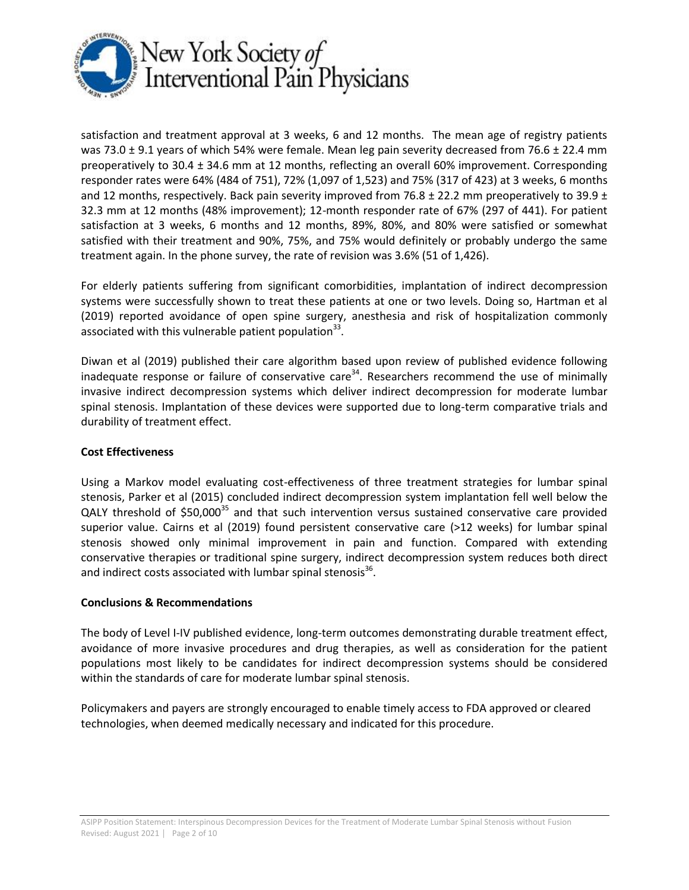satisfaction and treatment approval at 3 weeks, 6 and 12 months. The mean age of registry patients was 73.0 ± 9.1 years of which 54% were female. Mean leg pain severity decreased from 76.6 ± 22.4 mm preoperatively to 30.4 ± 34.6 mm at 12 months, reflecting an overall 60% improvement. Corresponding responder rates were 64% (484 of 751), 72% (1,097 of 1,523) and 75% (317 of 423) at 3 weeks, 6 months and 12 months, respectively. Back pain severity improved from 76.8 ± 22.2 mm preoperatively to 39.9 ± 32.3 mm at 12 months (48% improvement); 12-month responder rate of 67% (297 of 441). For patient satisfaction at 3 weeks, 6 months and 12 months, 89%, 80%, and 80% were satisfied or somewhat satisfied with their treatment and 90%, 75%, and 75% would definitely or probably undergo the same treatment again. In the phone survey, the rate of revision was 3.6% (51 of 1,426).

For elderly patients suffering from significant comorbidities, implantation of indirect decompression systems were successfully shown to treat these patients at one or two levels. Doing so, Hartman et al (2019) reported avoidance of open spine surgery, anesthesia and risk of hospitalization commonly associated with this vulnerable patient population[33].

Diwan et al (2019) published their care algorithm based upon review of published evidence following inadequate response or failure of conservative care[34]. Researchers recommend the use of minimally invasive indirect decompression systems which deliver indirect decompression for moderate lumbar spinal stenosis. Implantation of these devices were supported due to long-term comparative trials and durability of treatment effect.

**Cost Effectiveness**

Using a Markov model evaluating cost-effectiveness of three treatment strategies for lumbar spinal stenosis, Parker et al (2015) concluded indirect decompression system implantation fell well below the QALY threshold of $50,000[35] and that such intervention versus sustained conservative care provided superior value. Cairns et al (2019) found persistent conservative care (>12 weeks) for lumbar spinal stenosis showed only minimal improvement in pain and function. Compared with extending conservative therapies or traditional spine surgery, indirect decompression system reduces both direct and indirect costs associated with lumbar spinal stenosis[36].

**Conclusions & Recommendations**

The body of Level I-IV published evidence, long-term outcomes demonstrating durable treatment effect, avoidance of more invasive procedures and drug therapies, as well as consideration for the patient populations most likely to be candidates for indirect decompression systems should be considered within the standards of care for moderate lumbar spinal stenosis.

Policymakers and payers are strongly encouraged to enable timely access to FDA approved or cleared technologies, when deemed medically necessary and indicated for this procedure.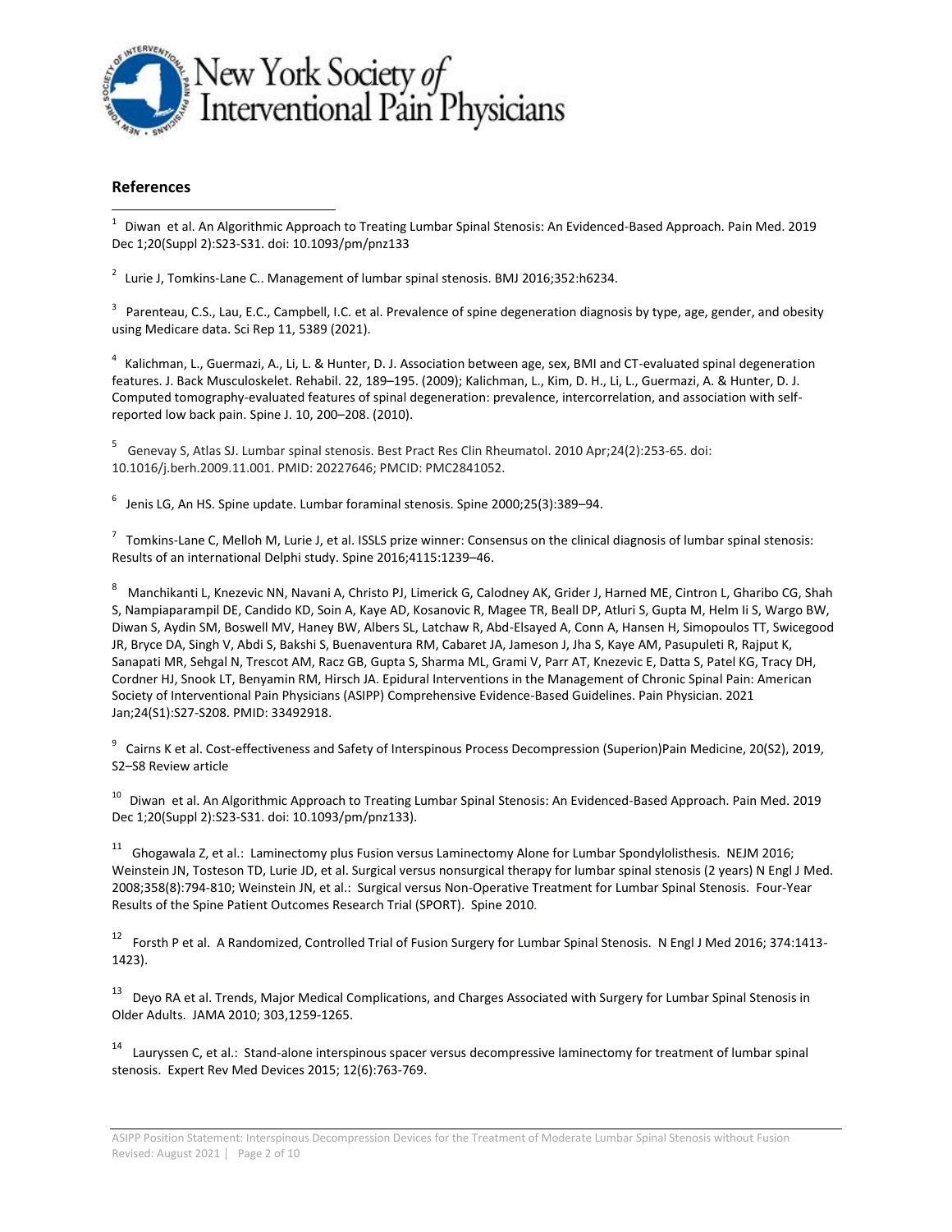## References

[1] Diwan et al. An Algorithmic Approach to Treating Lumbar Spinal Stenosis: An Evidenced-Based Approach. Pain Med. 2019 Dec 1;20(Suppl 2):S23-S31. doi: 10.1093/pm/pnz133

[2] Lurie J, Tomkins-Lane C.. Management of lumbar spinal stenosis. BMJ 2016;352:h6234.

[3] Parenteau, C.S., Lau, E.C., Campbell, I.C. et al. Prevalence of spine degeneration diagnosis by type, age, gender, and obesity using Medicare data. Sci Rep 11, 5389 (2021).

[4] Kalichman, L., Guermazi, A., Li, L. & Hunter, D. J. Association between age, sex, BMI and CT-evaluated spinal degeneration features. J. Back Musculoskelet. Rehabil. 22, 189–195. (2009); Kalichman, L., Kim, D. H., Li, L., Guermazi, A. & Hunter, D. J. Computed tomography-evaluated features of spinal degeneration: prevalence, intercorrelation, and association with self-reported low back pain. Spine J. 10, 200–208. (2010).

[5] Genevay S, Atlas SJ. Lumbar spinal stenosis. Best Pract Res Clin Rheumatol. 2010 Apr;24(2):253-65. doi: 10.1016/j.berh.2009.11.001. PMID: 20227646; PMCID: PMC2841052.

[6] Jenis LG, An HS. Spine update. Lumbar foraminal stenosis. Spine 2000;25(3):389–94.

[7] Tomkins-Lane C, Melloh M, Lurie J, et al. ISSLS prize winner: Consensus on the clinical diagnosis of lumbar spinal stenosis: Results of an international Delphi study. Spine 2016;4115:1239–46.

[8] Manchikanti L, Knezevic NN, Navani A, Christo PJ, Limerick G, Calodney AK, Grider J, Harned ME, Cintron L, Gharibo CG, Shah S, Nampiaparampil DE, Candido KD, Soin A, Kaye AD, Kosanovic R, Magee TR, Beall DP, Atluri S, Gupta M, Helm Ii S, Wargo BW, Diwan S, Aydin SM, Boswell MV, Haney BW, Albers SL, Latchaw R, Abd-Elsayed A, Conn A, Hansen H, Simopoulos TT, Swicegood JR, Bryce DA, Singh V, Abdi S, Bakshi S, Buenaventura RM, Cabaret JA, Jameson J, Jha S, Kaye AM, Pasupuleti R, Rajput K, Sanapati MR, Sehgal N, Trescot AM, Racz GB, Gupta S, Sharma ML, Grami V, Parr AT, Knezevic E, Datta S, Patel KG, Tracy DH, Cordner HJ, Snook LT, Benyamin RM, Hirsch JA. Epidural Interventions in the Management of Chronic Spinal Pain: American Society of Interventional Pain Physicians (ASIPP) Comprehensive Evidence-Based Guidelines. Pain Physician. 2021 Jan;24(S1):S27-S208. PMID: 33492918.

[9] Cairns K et al. Cost-effectiveness and Safety of Interspinous Process Decompression (Superion)Pain Medicine, 20(S2), 2019, S2–S8 Review article

[10] Diwan et al. An Algorithmic Approach to Treating Lumbar Spinal Stenosis: An Evidenced-Based Approach. Pain Med. 2019 Dec 1;20(Suppl 2):S23-S31. doi: 10.1093/pm/pnz133).

[11] Ghogawala Z, et al.: Laminectomy plus Fusion versus Laminectomy Alone for Lumbar Spondylolisthesis. NEJM 2016; Weinstein JN, Tosteson TD, Lurie JD, et al. Surgical versus nonsurgical therapy for lumbar spinal stenosis (2 years) N Engl J Med. 2008;358(8):794-810; Weinstein JN, et al.: Surgical versus Non-Operative Treatment for Lumbar Spinal Stenosis. Four-Year Results of the Spine Patient Outcomes Research Trial (SPORT). Spine 2010.

[12] Forsth P et al. A Randomized, Controlled Trial of Fusion Surgery for Lumbar Spinal Stenosis. N Engl J Med 2016; 374:1413-1423).

[13] Deyo RA et al. Trends, Major Medical Complications, and Charges Associated with Surgery for Lumbar Spinal Stenosis in Older Adults. JAMA 2010; 303,1259-1265.

[14] Lauryssen C, et al.: Stand-alone interspinous spacer versus decompressive laminectomy for treatment of lumbar spinal stenosis. Expert Rev Med Devices 2015; 12(6):763-769.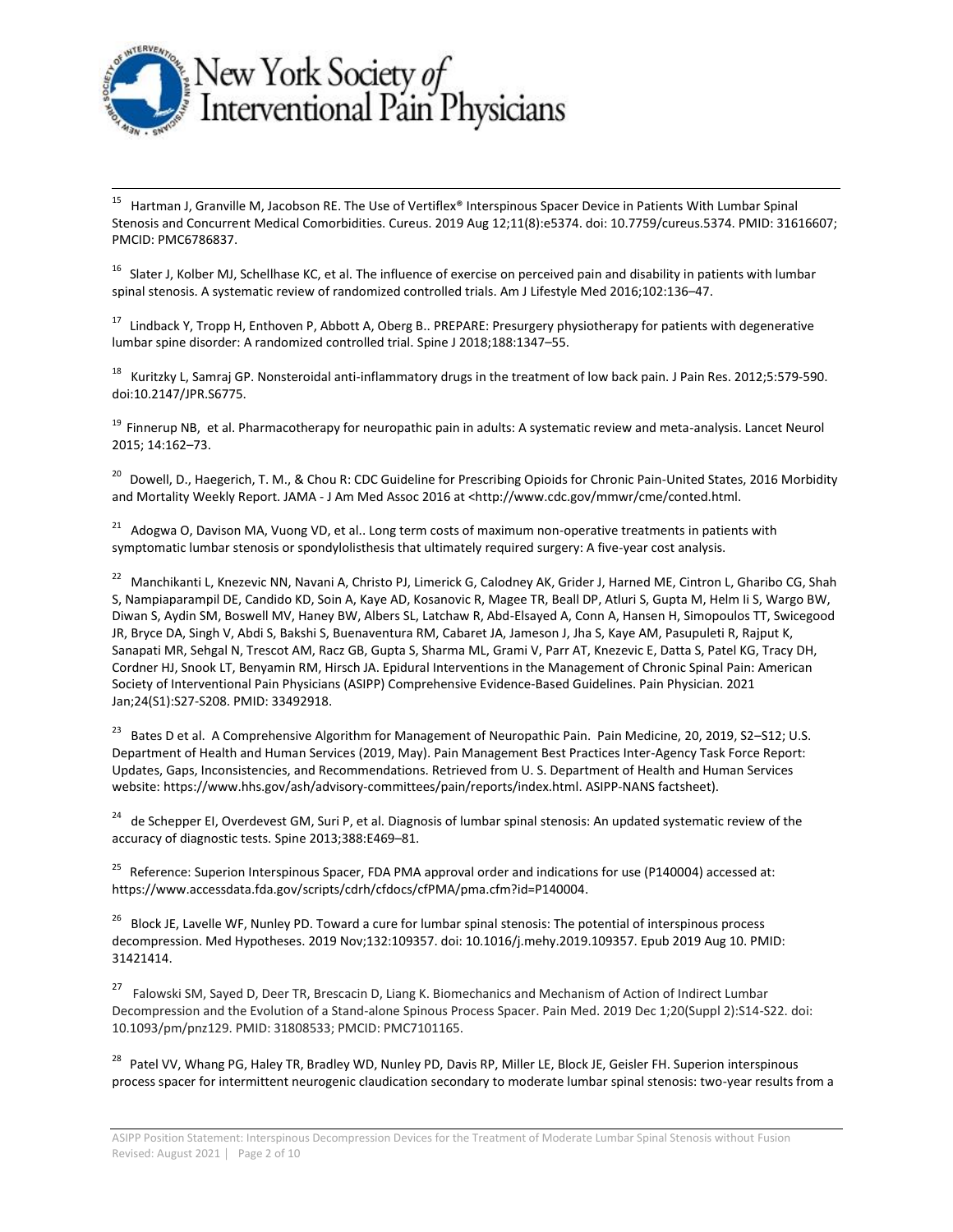[15] Hartman J, Granville M, Jacobson RE. The Use of Vertiflex® Interspinous Spacer Device in Patients With Lumbar Spinal Stenosis and Concurrent Medical Comorbidities. Cureus. 2019 Aug 12;11(8):e5374. doi: 10.7759/cureus.5374. PMID: 31616607; PMCID: PMC6786837.

[16] Slater J, Kolber MJ, Schellhase KC, et al. The influence of exercise on perceived pain and disability in patients with lumbar spinal stenosis. A systematic review of randomized controlled trials. Am J Lifestyle Med 2016;102:136–47.

[17] Lindback Y, Tropp H, Enthoven P, Abbott A, Oberg B.. PREPARE: Presurgery physiotherapy for patients with degenerative lumbar spine disorder: A randomized controlled trial. Spine J 2018;188:1347–55.

[18] Kuritzky L, Samraj GP. Nonsteroidal anti-inflammatory drugs in the treatment of low back pain. J Pain Res. 2012;5:579-590. doi:10.2147/JPR.S6775.

[19] Finnerup NB, et al. Pharmacotherapy for neuropathic pain in adults: A systematic review and meta-analysis. Lancet Neurol 2015; 14:162–73.

[20] Dowell, D., Haegerich, T. M., & Chou R: CDC Guideline for Prescribing Opioids for Chronic Pain-United States, 2016 Morbidity and Mortality Weekly Report. JAMA - J Am Med Assoc 2016 at <http://www.cdc.gov/mmwr/cme/conted.html.

[21] Adogwa O, Davison MA, Vuong VD, et al.. Long term costs of maximum non-operative treatments in patients with symptomatic lumbar stenosis or spondylolisthesis that ultimately required surgery: A five-year cost analysis.

[22] Manchikanti L, Knezevic NN, Navani A, Christo PJ, Limerick G, Calodney AK, Grider J, Harned ME, Cintron L, Gharibo CG, Shah S, Nampiaparampil DE, Candido KD, Soin A, Kaye AD, Kosanovic R, Magee TR, Beall DP, Atluri S, Gupta M, Helm Ii S, Wargo BW, Diwan S, Aydin SM, Boswell MV, Haney BW, Albers SL, Latchaw R, Abd-Elsayed A, Conn A, Hansen H, Simopoulos TT, Swicegood JR, Bryce DA, Singh V, Abdi S, Bakshi S, Buenaventura RM, Cabaret JA, Jameson J, Jha S, Kaye AM, Pasupuleti R, Rajput K, Sanapati MR, Sehgal N, Trescot AM, Racz GB, Gupta S, Sharma ML, Grami V, Parr AT, Knezevic E, Datta S, Patel KG, Tracy DH, Cordner HJ, Snook LT, Benyamin RM, Hirsch JA. Epidural Interventions in the Management of Chronic Spinal Pain: American Society of Interventional Pain Physicians (ASIPP) Comprehensive Evidence-Based Guidelines. Pain Physician. 2021 Jan;24(S1):S27-S208. PMID: 33492918.

[23] Bates D et al. A Comprehensive Algorithm for Management of Neuropathic Pain. Pain Medicine, 20, 2019, S2–S12; U.S. Department of Health and Human Services (2019, May). Pain Management Best Practices Inter-Agency Task Force Report: Updates, Gaps, Inconsistencies, and Recommendations. Retrieved from U. S. Department of Health and Human Services website: https://www.hhs.gov/ash/advisory-committees/pain/reports/index.html. ASIPP-NANS factsheet).

[24] de Schepper EI, Overdevest GM, Suri P, et al. Diagnosis of lumbar spinal stenosis: An updated systematic review of the accuracy of diagnostic tests. Spine 2013;388:E469–81.

[25] Reference: Superion Interspinous Spacer, FDA PMA approval order and indications for use (P140004) accessed at: https://www.accessdata.fda.gov/scripts/cdrh/cfdocs/cfPMA/pma.cfm?id=P140004.

[26] Block JE, Lavelle WF, Nunley PD. Toward a cure for lumbar spinal stenosis: The potential of interspinous process decompression. Med Hypotheses. 2019 Nov;132:109357. doi: 10.1016/j.mehy.2019.109357. Epub 2019 Aug 10. PMID: 31421414.

[27] Falowski SM, Sayed D, Deer TR, Brescacin D, Liang K. Biomechanics and Mechanism of Action of Indirect Lumbar Decompression and the Evolution of a Stand-alone Spinous Process Spacer. Pain Med. 2019 Dec 1;20(Suppl 2):S14-S22. doi: 10.1093/pm/pnz129. PMID: 31808533; PMCID: PMC7101165.

[28] Patel VV, Whang PG, Haley TR, Bradley WD, Nunley PD, Davis RP, Miller LE, Block JE, Geisler FH. Superion interspinous process spacer for intermittent neurogenic claudication secondary to moderate lumbar spinal stenosis: two-year results from a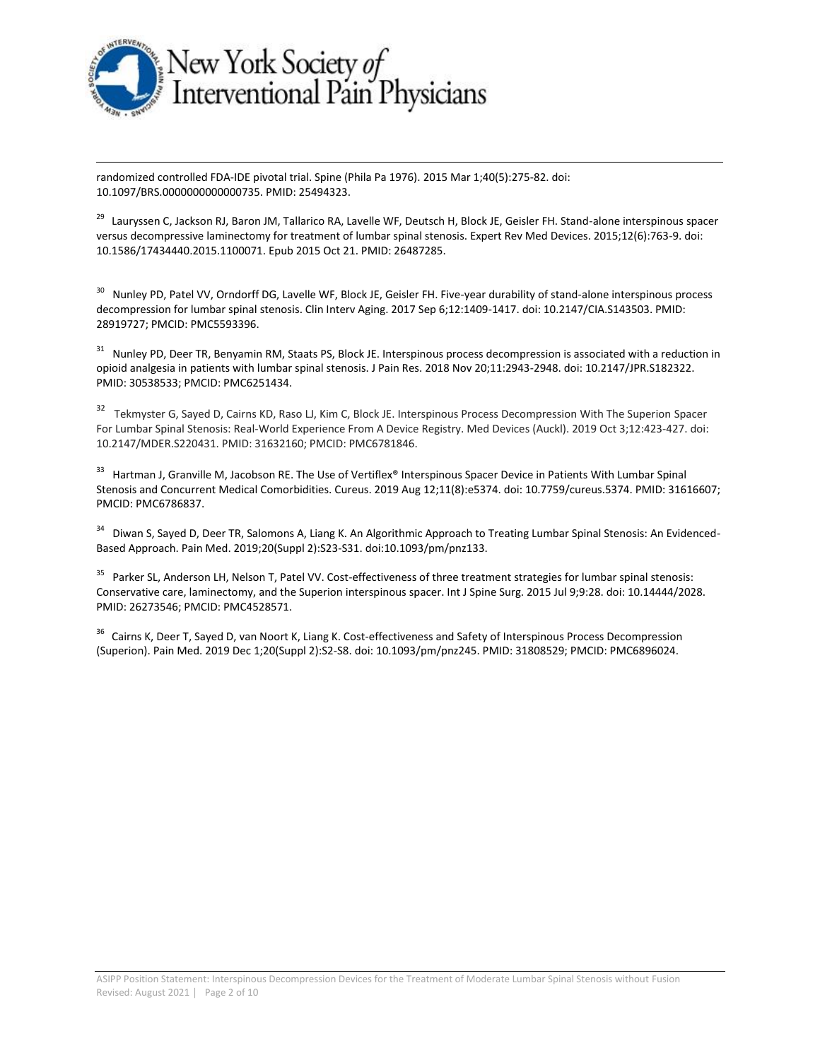randomized controlled FDA-IDE pivotal trial. Spine (Phila Pa 1976). 2015 Mar 1;40(5):275-82. doi: 10.1097/BRS.0000000000000735. PMID: 25494323.

[29] Lauryssen C, Jackson RJ, Baron JM, Tallarico RA, Lavelle WF, Deutsch H, Block JE, Geisler FH. Stand-alone interspinous spacer versus decompressive laminectomy for treatment of lumbar spinal stenosis. Expert Rev Med Devices. 2015;12(6):763-9. doi: 10.1586/17434440.2015.1100071. Epub 2015 Oct 21. PMID: 26487285.

[30] Nunley PD, Patel VV, Orndorff DG, Lavelle WF, Block JE, Geisler FH. Five-year durability of stand-alone interspinous process decompression for lumbar spinal stenosis. Clin Interv Aging. 2017 Sep 6;12:1409-1417. doi: 10.2147/CIA.S143503. PMID: 28919727; PMCID: PMC5593396.

[31] Nunley PD, Deer TR, Benyamin RM, Staats PS, Block JE. Interspinous process decompression is associated with a reduction in opioid analgesia in patients with lumbar spinal stenosis. J Pain Res. 2018 Nov 20;11:2943-2948. doi: 10.2147/JPR.S182322. PMID: 30538533; PMCID: PMC6251434.

[32] Tekmyster G, Sayed D, Cairns KD, Raso LJ, Kim C, Block JE. Interspinous Process Decompression With The Superion Spacer For Lumbar Spinal Stenosis: Real-World Experience From A Device Registry. Med Devices (Auckl). 2019 Oct 3;12:423-427. doi: 10.2147/MDER.S220431. PMID: 31632160; PMCID: PMC6781846.

[33] Hartman J, Granville M, Jacobson RE. The Use of Vertiflex® Interspinous Spacer Device in Patients With Lumbar Spinal Stenosis and Concurrent Medical Comorbidities. Cureus. 2019 Aug 12;11(8):e5374. doi: 10.7759/cureus.5374. PMID: 31616607; PMCID: PMC6786837.

[34] Diwan S, Sayed D, Deer TR, Salomons A, Liang K. An Algorithmic Approach to Treating Lumbar Spinal Stenosis: An Evidenced-Based Approach. Pain Med. 2019;20(Suppl 2):S23-S31. doi:10.1093/pm/pnz133.

[35] Parker SL, Anderson LH, Nelson T, Patel VV. Cost-effectiveness of three treatment strategies for lumbar spinal stenosis: Conservative care, laminectomy, and the Superion interspinous spacer. Int J Spine Surg. 2015 Jul 9;9:28. doi: 10.14444/2028. PMID: 26273546; PMCID: PMC4528571.

[36] Cairns K, Deer T, Sayed D, van Noort K, Liang K. Cost-effectiveness and Safety of Interspinous Process Decompression (Superion). Pain Med. 2019 Dec 1;20(Suppl 2):S2-S8. doi: 10.1093/pm/pnz245. PMID: 31808529; PMCID: PMC6896024.